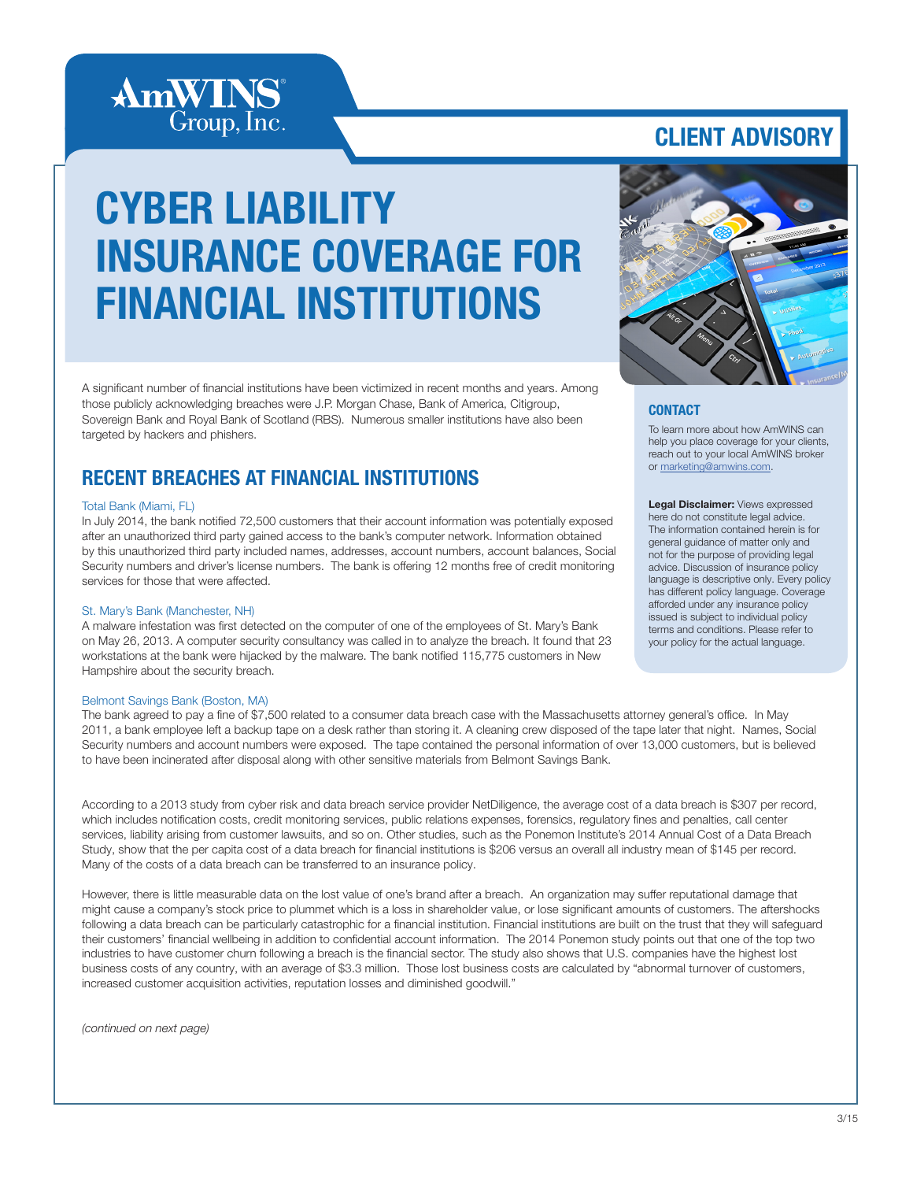AmWINS Group, Inc.

CLIENT ADVISORY

# CYBER LIABILITY INSURANCE COVERAGE FOR FINANCIAL INSTITUTIONS

A significant number of financial institutions have been victimized in recent months and years. Among those publicly acknowledging breaches were J.P. Morgan Chase, Bank of America, Citigroup, Sovereign Bank and Royal Bank of Scotland (RBS). Numerous smaller institutions have also been targeted by hackers and phishers.

## RECENT BREACHES AT FINANCIAL INSTITUTIONS

Total Bank (Miami, FL)

In July 2014, the bank notified 72,500 customers that their account information was potentially exposed after an unauthorized third party gained access to the bank's computer network. Information obtained by this unauthorized third party included names, addresses, account numbers, account balances, Social Security numbers and driver's license numbers. The bank is offering 12 months free of credit monitoring services for those that were affected.

St. Mary's Bank (Manchester, NH)

A malware infestation was first detected on the computer of one of the employees of St. Mary's Bank on May 26, 2013. A computer security consultancy was called in to analyze the breach. It found that 23 workstations at the bank were hijacked by the malware. The bank notified 115,775 customers in New Hampshire about the security breach.

Belmont Savings Bank (Boston, MA)

The bank agreed to pay a fine of $7,500 related to a consumer data breach case with the Massachusetts attorney general's office. In May 2011, a bank employee left a backup tape on a desk rather than storing it. A cleaning crew disposed of the tape later that night. Names, Social Security numbers and account numbers were exposed. The tape contained the personal information of over 13,000 customers, but is believed to have been incinerated after disposal along with other sensitive materials from Belmont Savings Bank.

According to a 2013 study from cyber risk and data breach service provider NetDiligence, the average cost of a data breach is $307 per record, which includes notification costs, credit monitoring services, public relations expenses, forensics, regulatory fines and penalties, call center services, liability arising from customer lawsuits, and so on. Other studies, such as the Ponemon Institute's 2014 Annual Cost of a Data Breach Study, show that the per capita cost of a data breach for financial institutions is $206 versus an overall all industry mean of $145 per record. Many of the costs of a data breach can be transferred to an insurance policy.

However, there is little measurable data on the lost value of one's brand after a breach. An organization may suffer reputational damage that might cause a company's stock price to plummet which is a loss in shareholder value, or lose significant amounts of customers. The aftershocks following a data breach can be particularly catastrophic for a financial institution. Financial institutions are built on the trust that they will safeguard their customers' financial wellbeing in addition to confidential account information. The 2014 Ponemon study points out that one of the top two industries to have customer churn following a breach is the financial sector. The study also shows that U.S. companies have the highest lost business costs of any country, with an average of $3.3 million. Those lost business costs are calculated by "abnormal turnover of customers, increased customer acquisition activities, reputation losses and diminished goodwill."

*(continued on next page)*

### CONTACT

To learn more about how AmWINS can help you place coverage for your clients, reach out to your local AmWINS broker or marketing@amwins.com.

**Legal Disclaimer:** Views expressed here do not constitute legal advice. The information contained herein is for general guidance of matter only and not for the purpose of providing legal advice. Discussion of insurance policy language is descriptive only. Every policy has different policy language. Coverage afforded under any insurance policy issued is subject to individual policy terms and conditions. Please refer to your policy for the actual language.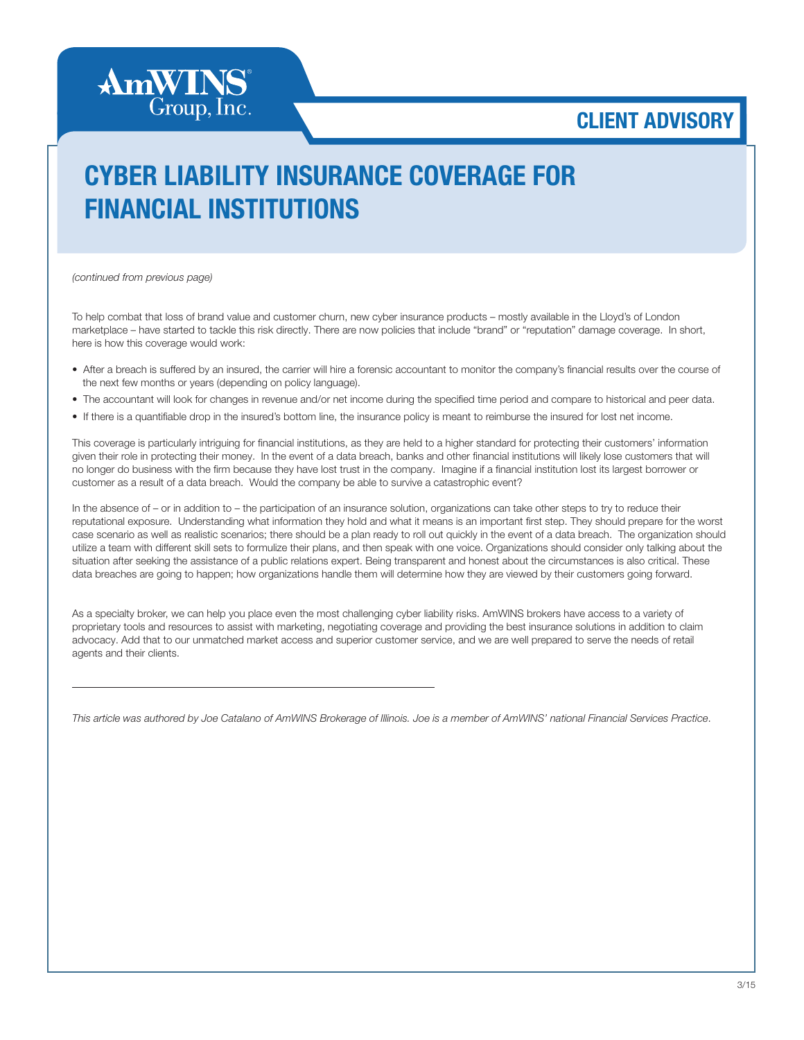# CYBER LIABILITY INSURANCE COVERAGE FOR FINANCIAL INSTITUTIONS

*(continued from previous page)*

To help combat that loss of brand value and customer churn, new cyber insurance products – mostly available in the Lloyd's of London marketplace – have started to tackle this risk directly. There are now policies that include "brand" or "reputation" damage coverage. In short, here is how this coverage would work:

- After a breach is suffered by an insured, the carrier will hire a forensic accountant to monitor the company's financial results over the course of the next few months or years (depending on policy language).
- The accountant will look for changes in revenue and/or net income during the specified time period and compare to historical and peer data.
- If there is a quantifiable drop in the insured's bottom line, the insurance policy is meant to reimburse the insured for lost net income.

This coverage is particularly intriguing for financial institutions, as they are held to a higher standard for protecting their customers' information given their role in protecting their money. In the event of a data breach, banks and other financial institutions will likely lose customers that will no longer do business with the firm because they have lost trust in the company. Imagine if a financial institution lost its largest borrower or customer as a result of a data breach. Would the company be able to survive a catastrophic event?

In the absence of – or in addition to – the participation of an insurance solution, organizations can take other steps to try to reduce their reputational exposure. Understanding what information they hold and what it means is an important first step. They should prepare for the worst case scenario as well as realistic scenarios; there should be a plan ready to roll out quickly in the event of a data breach. The organization should utilize a team with different skill sets to formulize their plans, and then speak with one voice. Organizations should consider only talking about the situation after seeking the assistance of a public relations expert. Being transparent and honest about the circumstances is also critical. These data breaches are going to happen; how organizations handle them will determine how they are viewed by their customers going forward.

As a specialty broker, we can help you place even the most challenging cyber liability risks. AmWINS brokers have access to a variety of proprietary tools and resources to assist with marketing, negotiating coverage and providing the best insurance solutions in addition to claim advocacy. Add that to our unmatched market access and superior customer service, and we are well prepared to serve the needs of retail agents and their clients.

---

*This article was authored by Joe Catalano of AmWINS Brokerage of Illinois. Joe is a member of AmWINS' national Financial Services Practice.*

3/15